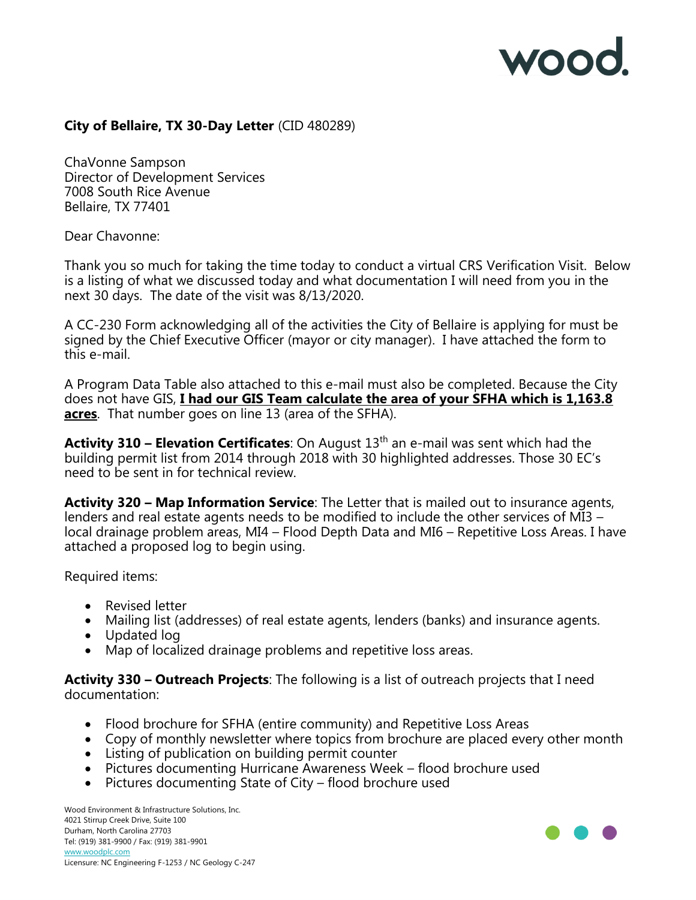**City of Bellaire, TX 30-Day Letter** (CID 480289)

ChaVonne Sampson
Director of Development Services
7008 South Rice Avenue
Bellaire, TX 77401

Dear Chavonne:

Thank you so much for taking the time today to conduct a virtual CRS Verification Visit. Below is a listing of what we discussed today and what documentation I will need from you in the next 30 days. The date of the visit was 8/13/2020.

A CC-230 Form acknowledging all of the activities the City of Bellaire is applying for must be signed by the Chief Executive Officer (mayor or city manager). I have attached the form to this e-mail.

A Program Data Table also attached to this e-mail must also be completed. Because the City does not have GIS, **I had our GIS Team calculate the area of your SFHA which is 1,163.8 acres**. That number goes on line 13 (area of the SFHA).

**Activity 310 – Elevation Certificates**: On August 13th an e-mail was sent which had the building permit list from 2014 through 2018 with 30 highlighted addresses. Those 30 EC's need to be sent in for technical review.

**Activity 320 – Map Information Service**: The Letter that is mailed out to insurance agents, lenders and real estate agents needs to be modified to include the other services of MI3 – local drainage problem areas, MI4 – Flood Depth Data and MI6 – Repetitive Loss Areas. I have attached a proposed log to begin using.

Required items:

- Revised letter
- Mailing list (addresses) of real estate agents, lenders (banks) and insurance agents.
- Updated log
- Map of localized drainage problems and repetitive loss areas.

**Activity 330 – Outreach Projects**: The following is a list of outreach projects that I need documentation:

- Flood brochure for SFHA (entire community) and Repetitive Loss Areas
- Copy of monthly newsletter where topics from brochure are placed every other month
- Listing of publication on building permit counter
- Pictures documenting Hurricane Awareness Week – flood brochure used
- Pictures documenting State of City – flood brochure used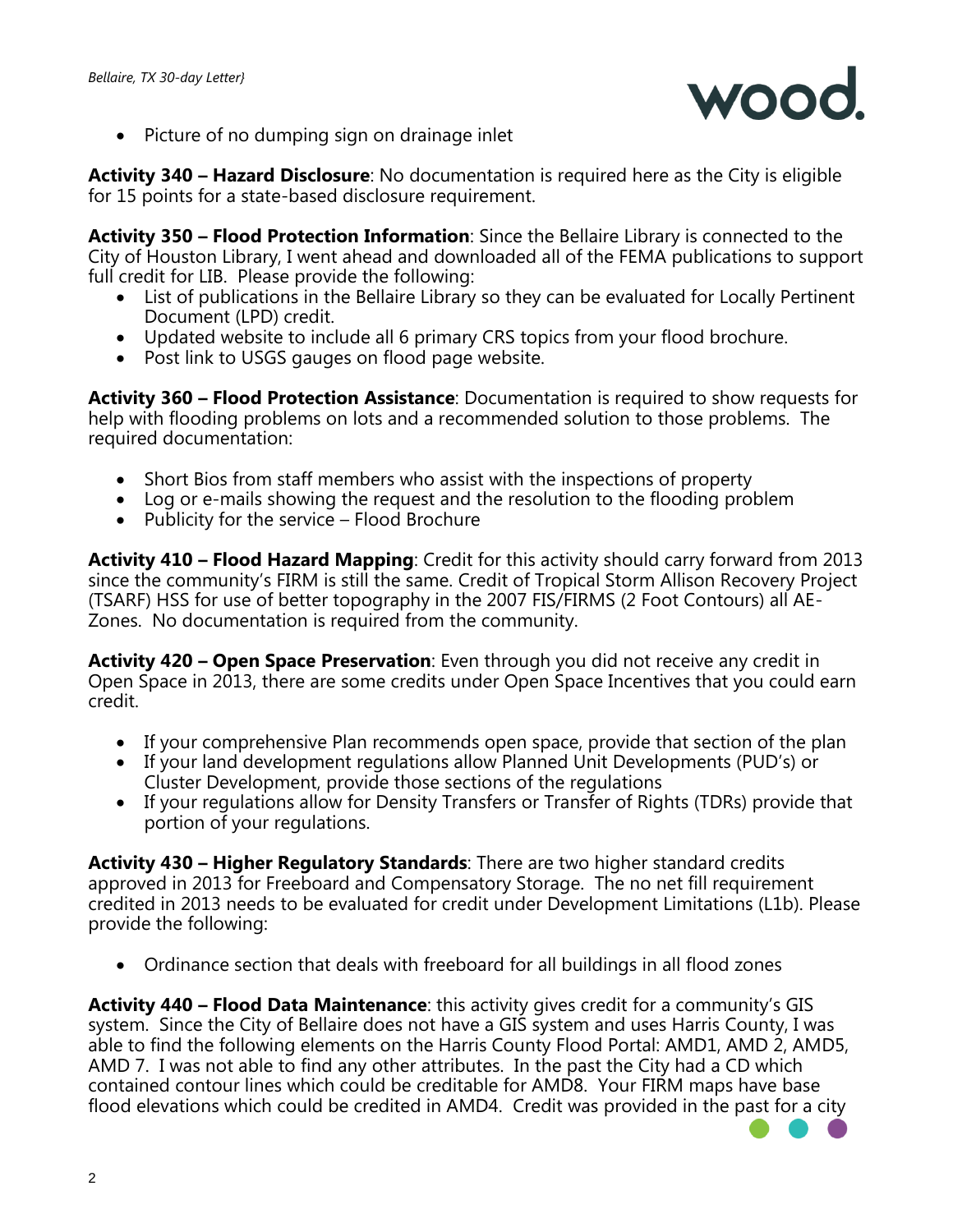- Picture of no dumping sign on drainage inlet

**Activity 340 – Hazard Disclosure**: No documentation is required here as the City is eligible for 15 points for a state-based disclosure requirement.

**Activity 350 – Flood Protection Information**: Since the Bellaire Library is connected to the City of Houston Library, I went ahead and downloaded all of the FEMA publications to support full credit for LIB. Please provide the following:

- List of publications in the Bellaire Library so they can be evaluated for Locally Pertinent Document (LPD) credit.
- Updated website to include all 6 primary CRS topics from your flood brochure.
- Post link to USGS gauges on flood page website.

**Activity 360 – Flood Protection Assistance**: Documentation is required to show requests for help with flooding problems on lots and a recommended solution to those problems. The required documentation:

- Short Bios from staff members who assist with the inspections of property
- Log or e-mails showing the request and the resolution to the flooding problem
- Publicity for the service – Flood Brochure

**Activity 410 – Flood Hazard Mapping**: Credit for this activity should carry forward from 2013 since the community's FIRM is still the same. Credit of Tropical Storm Allison Recovery Project (TSARF) HSS for use of better topography in the 2007 FIS/FIRMS (2 Foot Contours) all AE-Zones. No documentation is required from the community.

**Activity 420 – Open Space Preservation**: Even through you did not receive any credit in Open Space in 2013, there are some credits under Open Space Incentives that you could earn credit.

- If your comprehensive Plan recommends open space, provide that section of the plan
- If your land development regulations allow Planned Unit Developments (PUD's) or Cluster Development, provide those sections of the regulations
- If your regulations allow for Density Transfers or Transfer of Rights (TDRs) provide that portion of your regulations.

**Activity 430 – Higher Regulatory Standards**: There are two higher standard credits approved in 2013 for Freeboard and Compensatory Storage. The no net fill requirement credited in 2013 needs to be evaluated for credit under Development Limitations (L1b). Please provide the following:

- Ordinance section that deals with freeboard for all buildings in all flood zones

**Activity 440 – Flood Data Maintenance**: this activity gives credit for a community's GIS system. Since the City of Bellaire does not have a GIS system and uses Harris County, I was able to find the following elements on the Harris County Flood Portal: AMD1, AMD 2, AMD5, AMD 7. I was not able to find any other attributes. In the past the City had a CD which contained contour lines which could be creditable for AMD8. Your FIRM maps have base flood elevations which could be credited in AMD4. Credit was provided in the past for a city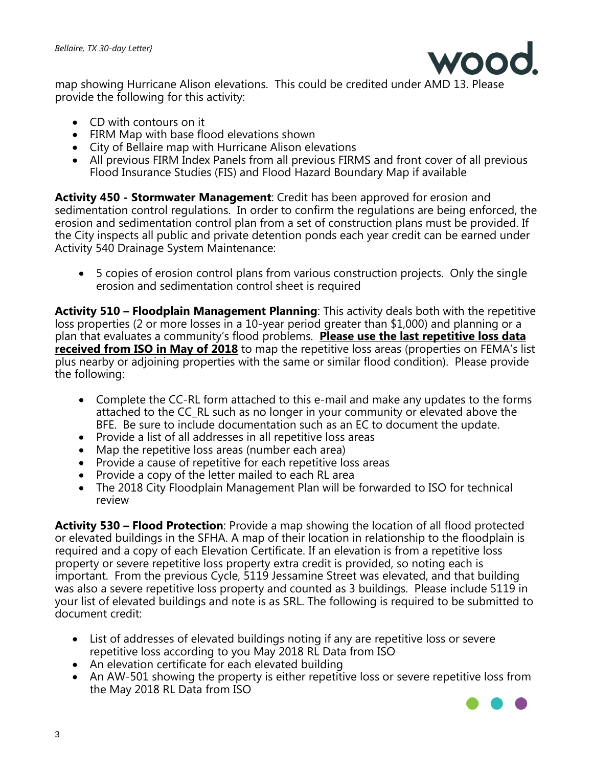map showing Hurricane Alison elevations. This could be credited under AMD 13. Please provide the following for this activity:

- CD with contours on it
- FIRM Map with base flood elevations shown
- City of Bellaire map with Hurricane Alison elevations
- All previous FIRM Index Panels from all previous FIRMS and front cover of all previous Flood Insurance Studies (FIS) and Flood Hazard Boundary Map if available

**Activity 450 - Stormwater Management**: Credit has been approved for erosion and sedimentation control regulations. In order to confirm the regulations are being enforced, the erosion and sedimentation control plan from a set of construction plans must be provided. If the City inspects all public and private detention ponds each year credit can be earned under Activity 540 Drainage System Maintenance:

- 5 copies of erosion control plans from various construction projects. Only the single erosion and sedimentation control sheet is required

**Activity 510 – Floodplain Management Planning**: This activity deals both with the repetitive loss properties (2 or more losses in a 10-year period greater than $1,000) and planning or a plan that evaluates a community's flood problems. **<u>Please use the last repetitive loss data received from ISO in May of 2018</u>** to map the repetitive loss areas (properties on FEMA's list plus nearby or adjoining properties with the same or similar flood condition). Please provide the following:

- Complete the CC-RL form attached to this e-mail and make any updates to the forms attached to the CC_RL such as no longer in your community or elevated above the BFE. Be sure to include documentation such as an EC to document the update.
- Provide a list of all addresses in all repetitive loss areas
- Map the repetitive loss areas (number each area)
- Provide a cause of repetitive for each repetitive loss areas
- Provide a copy of the letter mailed to each RL area
- The 2018 City Floodplain Management Plan will be forwarded to ISO for technical review

**Activity 530 – Flood Protection**: Provide a map showing the location of all flood protected or elevated buildings in the SFHA. A map of their location in relationship to the floodplain is required and a copy of each Elevation Certificate. If an elevation is from a repetitive loss property or severe repetitive loss property extra credit is provided, so noting each is important. From the previous Cycle, 5119 Jessamine Street was elevated, and that building was also a severe repetitive loss property and counted as 3 buildings. Please include 5119 in your list of elevated buildings and note is as SRL. The following is required to be submitted to document credit:

- List of addresses of elevated buildings noting if any are repetitive loss or severe repetitive loss according to you May 2018 RL Data from ISO
- An elevation certificate for each elevated building
- An AW-501 showing the property is either repetitive loss or severe repetitive loss from the May 2018 RL Data from ISO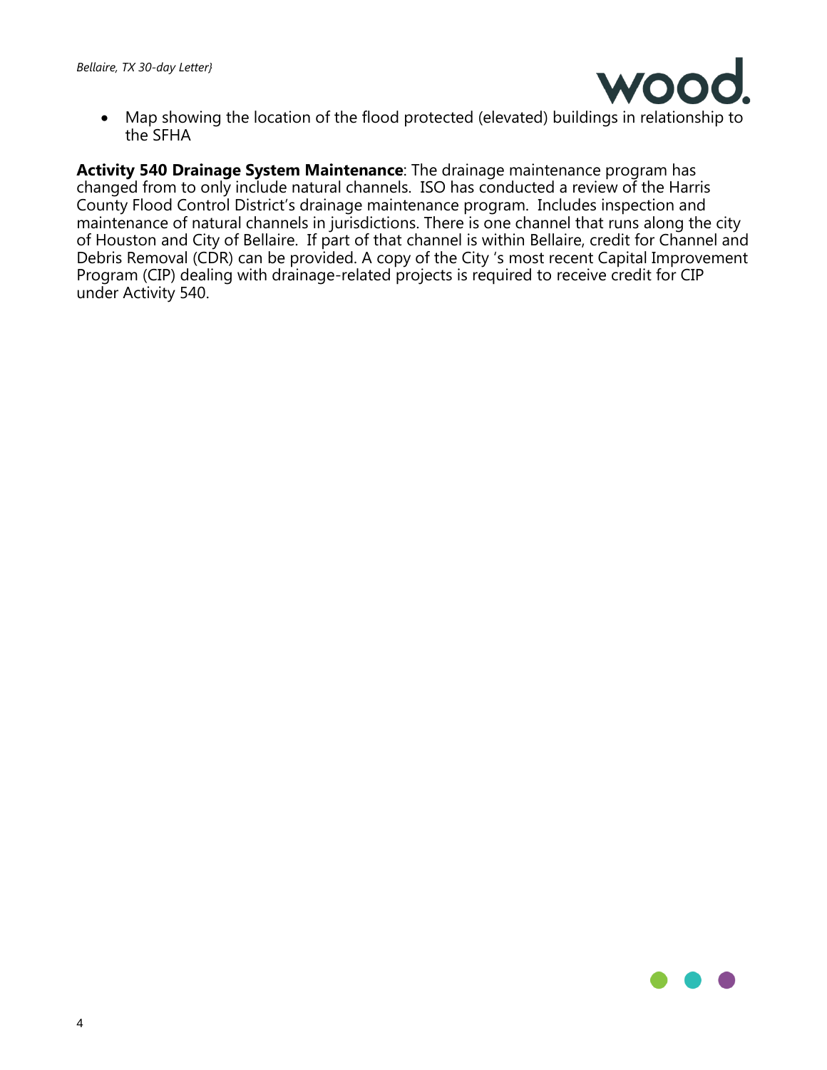- Map showing the location of the flood protected (elevated) buildings in relationship to the SFHA

**Activity 540 Drainage System Maintenance**: The drainage maintenance program has changed from to only include natural channels. ISO has conducted a review of the Harris County Flood Control District's drainage maintenance program. Includes inspection and maintenance of natural channels in jurisdictions. There is one channel that runs along the city of Houston and City of Bellaire. If part of that channel is within Bellaire, credit for Channel and Debris Removal (CDR) can be provided. A copy of the City 's most recent Capital Improvement Program (CIP) dealing with drainage-related projects is required to receive credit for CIP under Activity 540.